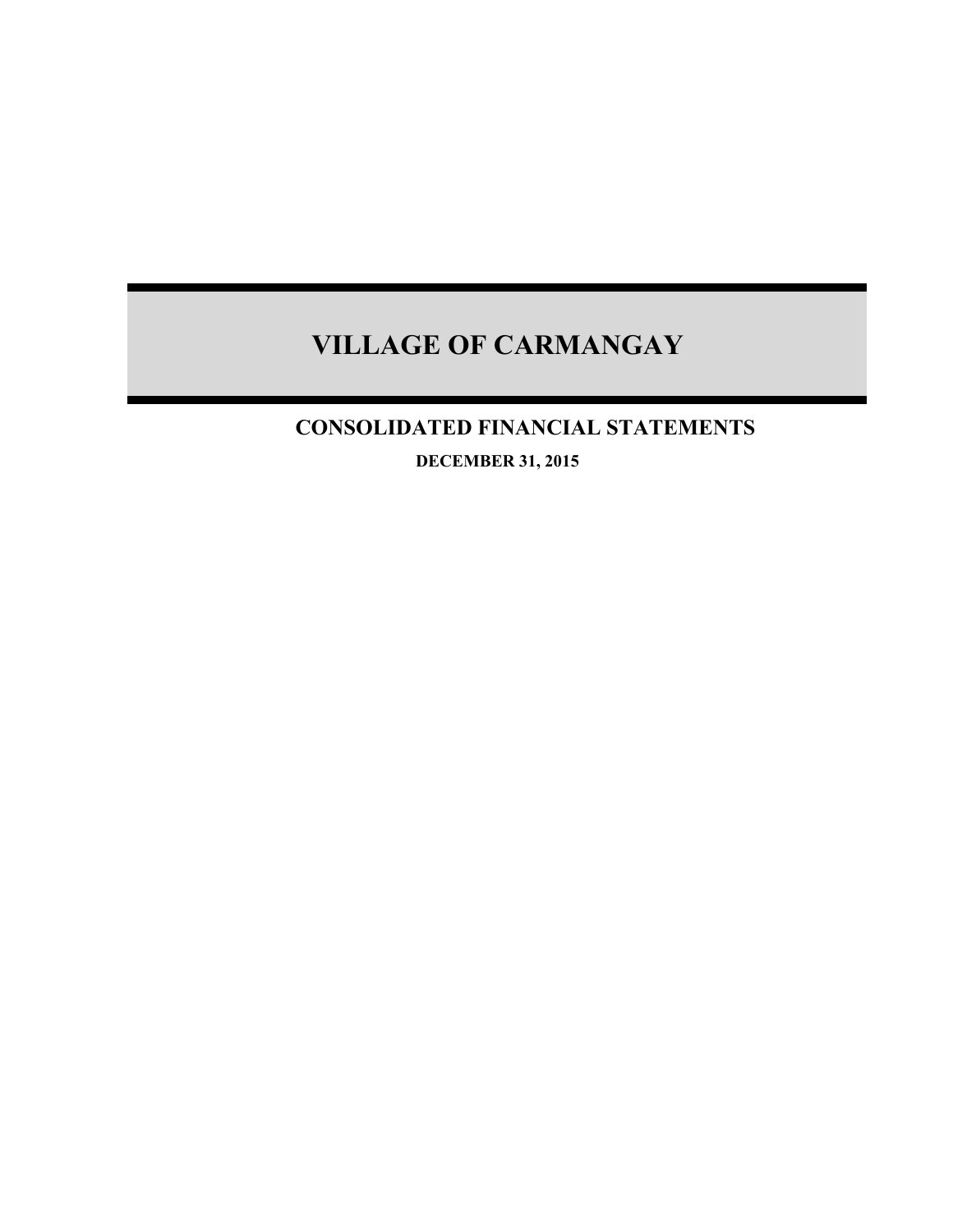# VILLAGE OF CARMANGAY

## CONSOLIDATED FINANCIAL STATEMENTS

### DECEMBER 31, 2015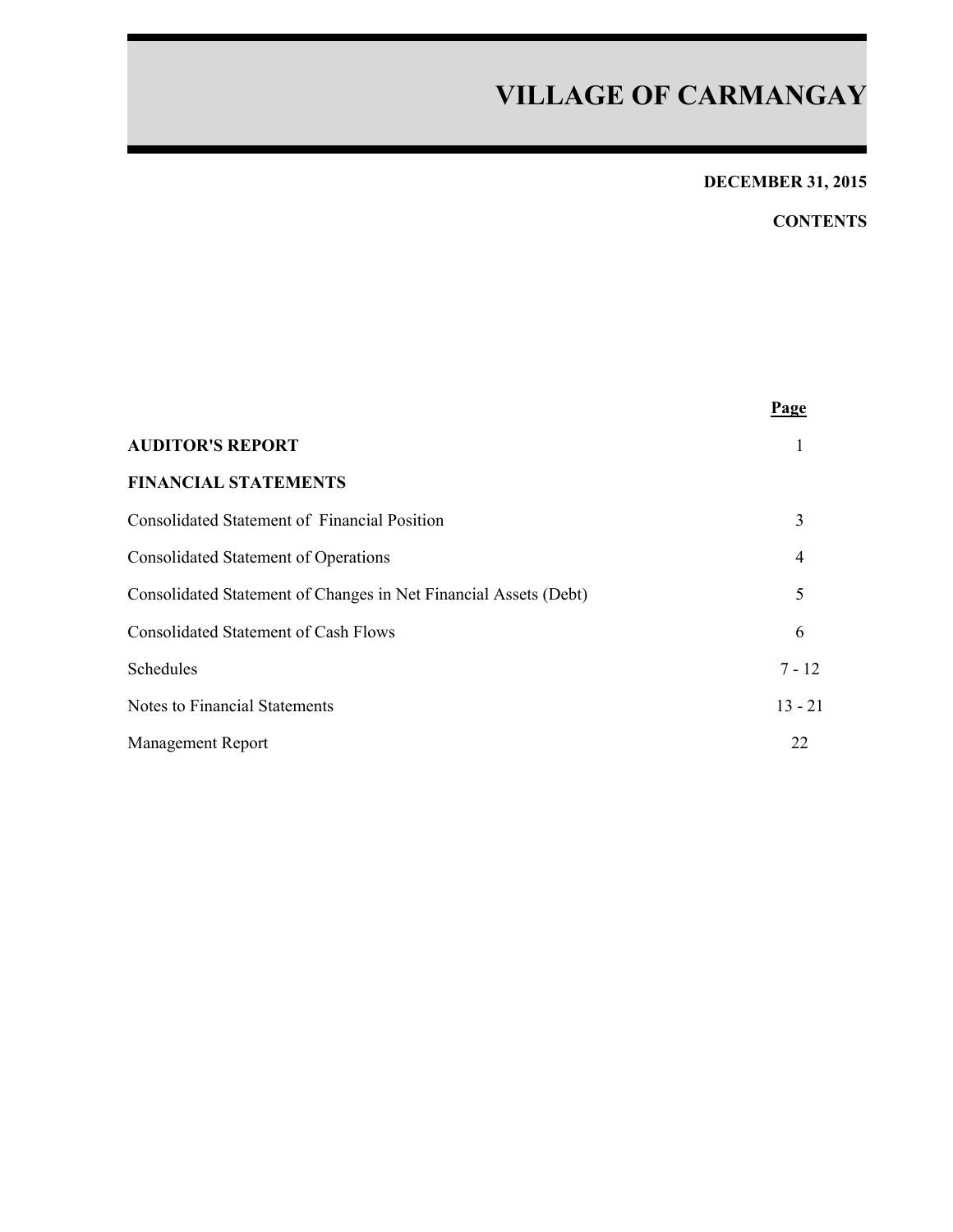# VILLAGE OF CARMANGAY

**DECEMBER 31, 2015**

**CONTENTS**

| | Page |
|---|---|
| **AUDITOR'S REPORT** | 1 |
| **FINANCIAL STATEMENTS** | |
| Consolidated Statement of Financial Position | 3 |
| Consolidated Statement of Operations | 4 |
| Consolidated Statement of Changes in Net Financial Assets (Debt) | 5 |
| Consolidated Statement of Cash Flows | 6 |
| Schedules | 7 - 12 |
| Notes to Financial Statements | 13 - 21 |
| Management Report | 22 |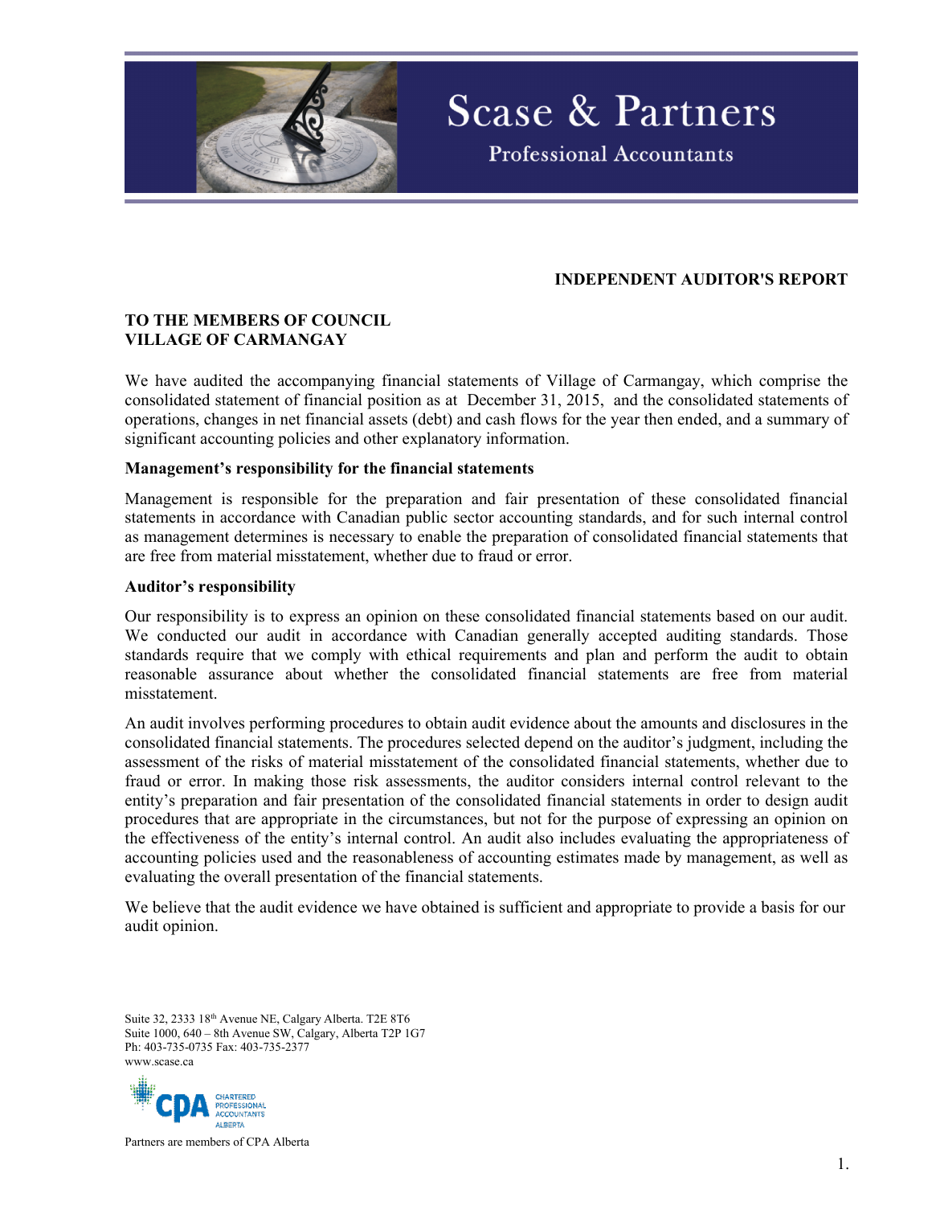Scase & Partners

Professional Accountants

## INDEPENDENT AUDITOR'S REPORT

**TO THE MEMBERS OF COUNCIL**
**VILLAGE OF CARMANGAY**

We have audited the accompanying financial statements of Village of Carmangay, which comprise the consolidated statement of financial position as at December 31, 2015, and the consolidated statements of operations, changes in net financial assets (debt) and cash flows for the year then ended, and a summary of significant accounting policies and other explanatory information.

**Management's responsibility for the financial statements**

Management is responsible for the preparation and fair presentation of these consolidated financial statements in accordance with Canadian public sector accounting standards, and for such internal control as management determines is necessary to enable the preparation of consolidated financial statements that are free from material misstatement, whether due to fraud or error.

**Auditor's responsibility**

Our responsibility is to express an opinion on these consolidated financial statements based on our audit. We conducted our audit in accordance with Canadian generally accepted auditing standards. Those standards require that we comply with ethical requirements and plan and perform the audit to obtain reasonable assurance about whether the consolidated financial statements are free from material misstatement.

An audit involves performing procedures to obtain audit evidence about the amounts and disclosures in the consolidated financial statements. The procedures selected depend on the auditor's judgment, including the assessment of the risks of material misstatement of the consolidated financial statements, whether due to fraud or error. In making those risk assessments, the auditor considers internal control relevant to the entity's preparation and fair presentation of the consolidated financial statements in order to design audit procedures that are appropriate in the circumstances, but not for the purpose of expressing an opinion on the effectiveness of the entity's internal control. An audit also includes evaluating the appropriateness of accounting policies used and the reasonableness of accounting estimates made by management, as well as evaluating the overall presentation of the financial statements.

We believe that the audit evidence we have obtained is sufficient and appropriate to provide a basis for our audit opinion.

Suite 32, 2333 18th Avenue NE, Calgary Alberta. T2E 8T6
Suite 1000, 640 – 8th Avenue SW, Calgary, Alberta T2P 1G7
Ph: 403-735-0735 Fax: 403-735-2377
www.scase.ca

CPA Chartered Professional Accountants Alberta

Partners are members of CPA Alberta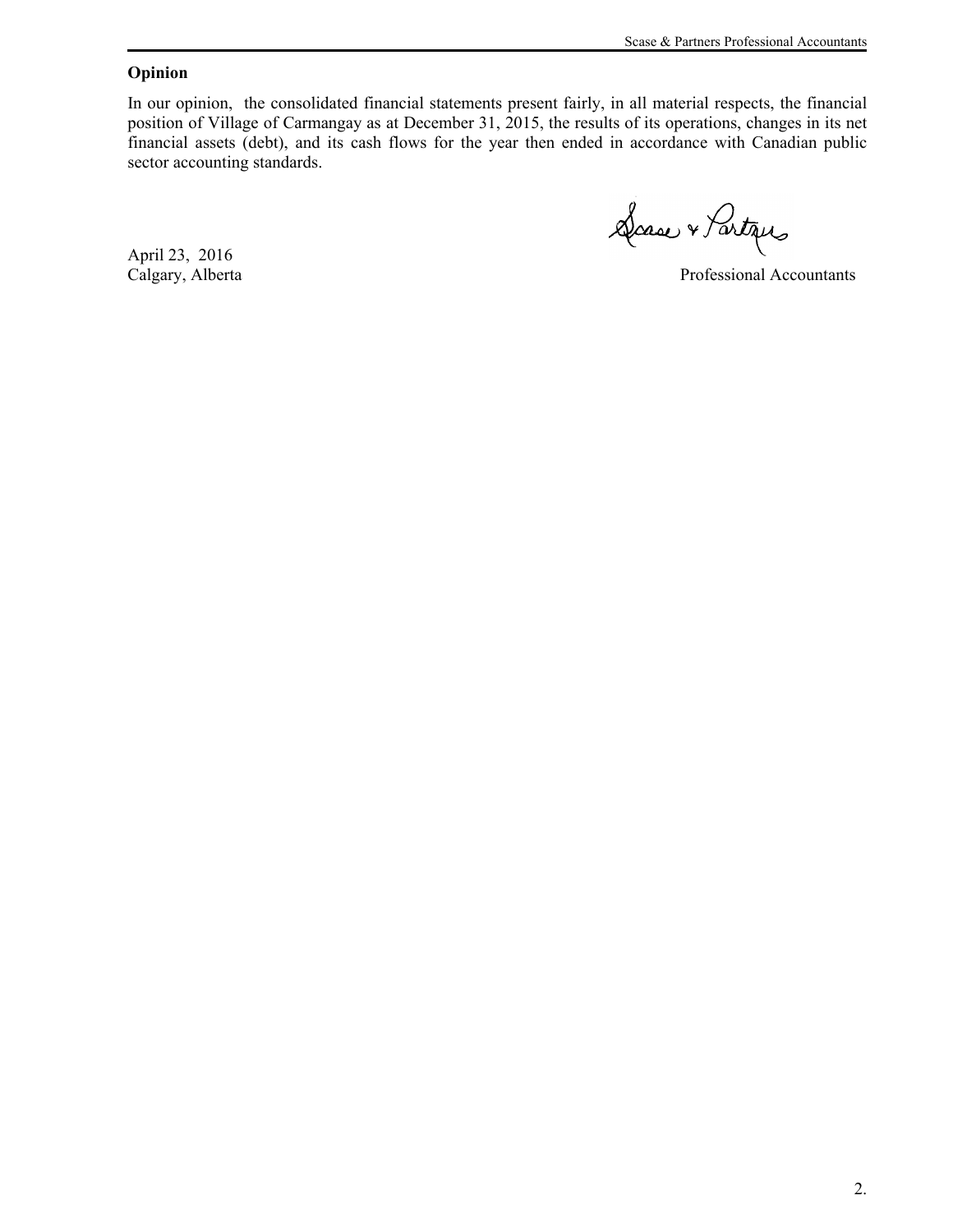## Opinion

In our opinion, the consolidated financial statements present fairly, in all material respects, the financial position of Village of Carmangay as at December 31, 2015, the results of its operations, changes in its net financial assets (debt), and its cash flows for the year then ended in accordance with Canadian public sector accounting standards.

Scase & Partners

April 23, 2016
Calgary, Alberta

Professional Accountants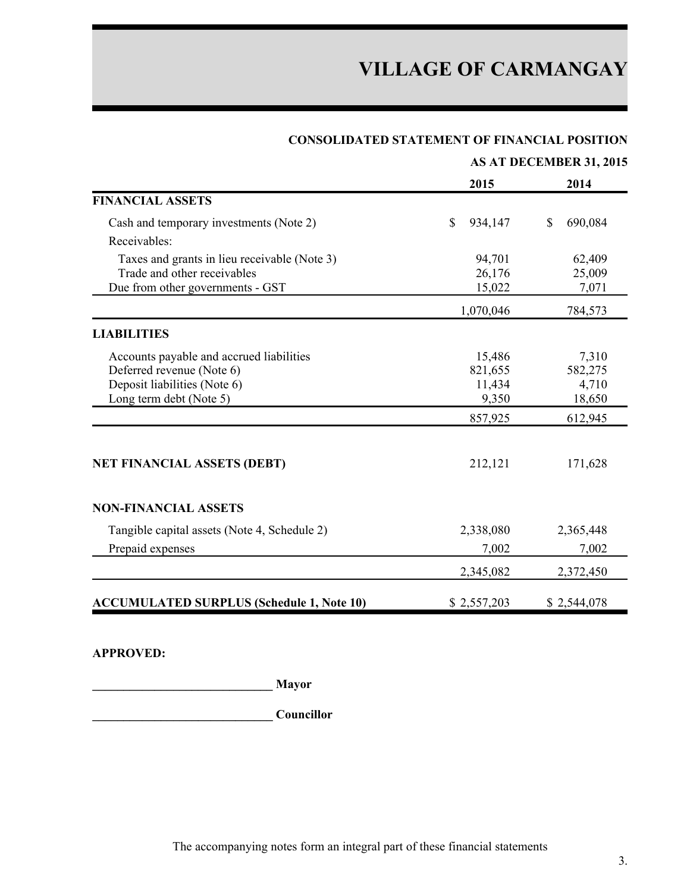# VILLAGE OF CARMANGAY

## CONSOLIDATED STATEMENT OF FINANCIAL POSITION

### AS AT DECEMBER 31, 2015

| | 2015 | 2014 |
|---|---|---|
| **FINANCIAL ASSETS** | | |
| Cash and temporary investments (Note 2) | $ 934,147 | $ 690,084 |
| Receivables: | | |
| Taxes and grants in lieu receivable (Note 3) | 94,701 | 62,409 |
| Trade and other receivables | 26,176 | 25,009 |
| Due from other governments - GST | 15,022 | 7,071 |
| | 1,070,046 | 784,573 |
| **LIABILITIES** | | |
| Accounts payable and accrued liabilities | 15,486 | 7,310 |
| Deferred revenue (Note 6) | 821,655 | 582,275 |
| Deposit liabilities (Note 6) | 11,434 | 4,710 |
| Long term debt (Note 5) | 9,350 | 18,650 |
| | 857,925 | 612,945 |
| **NET FINANCIAL ASSETS (DEBT)** | 212,121 | 171,628 |
| **NON-FINANCIAL ASSETS** | | |
| Tangible capital assets (Note 4, Schedule 2) | 2,338,080 | 2,365,448 |
| Prepaid expenses | 7,002 | 7,002 |
| | 2,345,082 | 2,372,450 |
| **ACCUMULATED SURPLUS (Schedule 1, Note 10)** | $ 2,557,203 | $ 2,544,078 |

**APPROVED:**

_____________________________ **Mayor**

_____________________________ **Councillor**

The accompanying notes form an integral part of these financial statements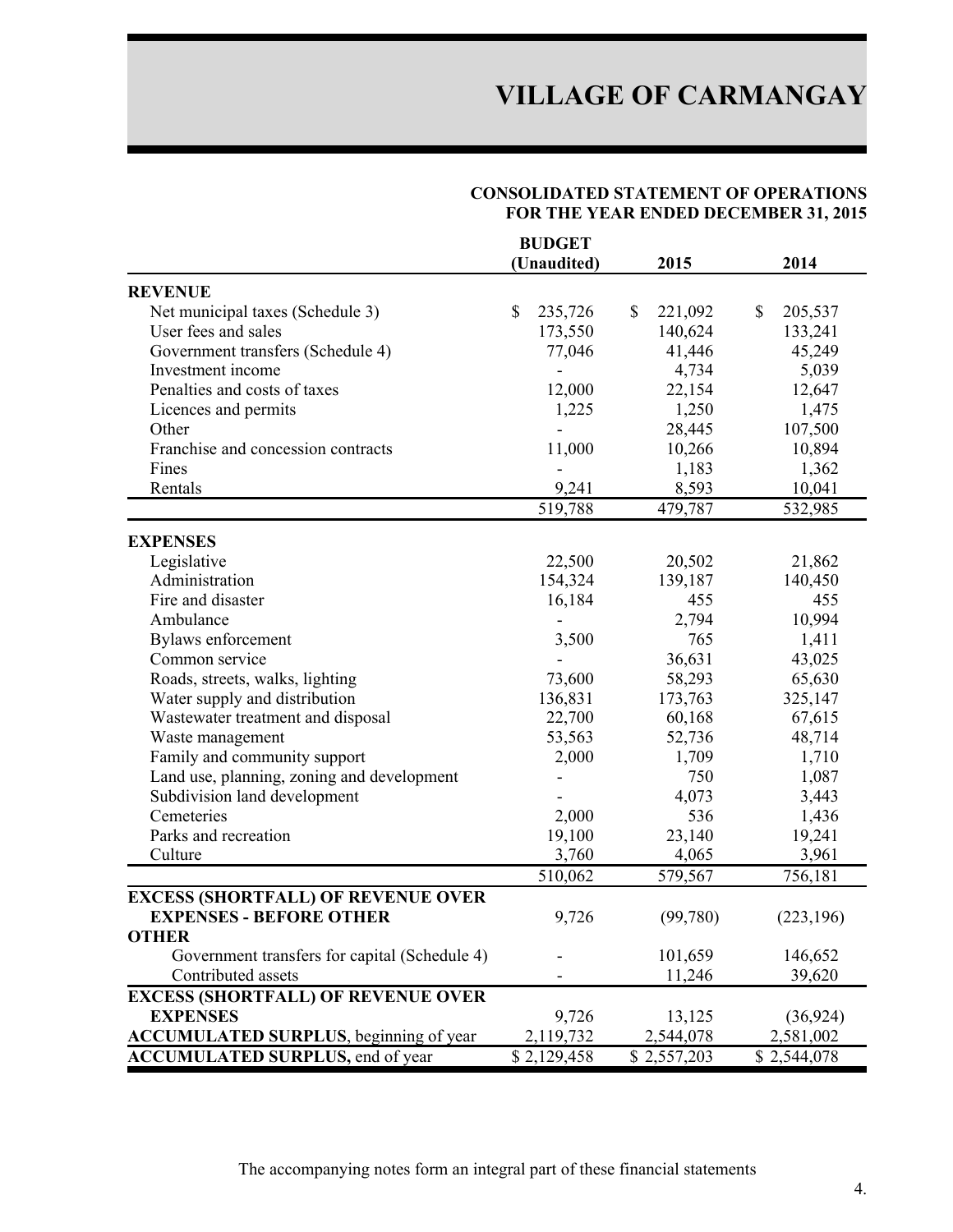# VILLAGE OF CARMANGAY

## CONSOLIDATED STATEMENT OF OPERATIONS
## FOR THE YEAR ENDED DECEMBER 31, 2015

| | BUDGET (Unaudited) | 2015 | 2014 |
|---|---|---|---|
| **REVENUE** | | | |
| Net municipal taxes (Schedule 3) | $ 235,726 | $ 221,092 | $ 205,537 |
| User fees and sales | 173,550 | 140,624 | 133,241 |
| Government transfers (Schedule 4) | 77,046 | 41,446 | 45,249 |
| Investment income | - | 4,734 | 5,039 |
| Penalties and costs of taxes | 12,000 | 22,154 | 12,647 |
| Licences and permits | 1,225 | 1,250 | 1,475 |
| Other | - | 28,445 | 107,500 |
| Franchise and concession contracts | 11,000 | 10,266 | 10,894 |
| Fines | - | 1,183 | 1,362 |
| Rentals | 9,241 | 8,593 | 10,041 |
| | 519,788 | 479,787 | 532,985 |
| **EXPENSES** | | | |
| Legislative | 22,500 | 20,502 | 21,862 |
| Administration | 154,324 | 139,187 | 140,450 |
| Fire and disaster | 16,184 | 455 | 455 |
| Ambulance | - | 2,794 | 10,994 |
| Bylaws enforcement | 3,500 | 765 | 1,411 |
| Common service | - | 36,631 | 43,025 |
| Roads, streets, walks, lighting | 73,600 | 58,293 | 65,630 |
| Water supply and distribution | 136,831 | 173,763 | 325,147 |
| Wastewater treatment and disposal | 22,700 | 60,168 | 67,615 |
| Waste management | 53,563 | 52,736 | 48,714 |
| Family and community support | 2,000 | 1,709 | 1,710 |
| Land use, planning, zoning and development | - | 750 | 1,087 |
| Subdivision land development | - | 4,073 | 3,443 |
| Cemeteries | 2,000 | 536 | 1,436 |
| Parks and recreation | 19,100 | 23,140 | 19,241 |
| Culture | 3,760 | 4,065 | 3,961 |
| | 510,062 | 579,567 | 756,181 |
| **EXCESS (SHORTFALL) OF REVENUE OVER EXPENSES - BEFORE OTHER** | 9,726 | (99,780) | (223,196) |
| **OTHER** | | | |
| Government transfers for capital (Schedule 4) | - | 101,659 | 146,652 |
| Contributed assets | - | 11,246 | 39,620 |
| **EXCESS (SHORTFALL) OF REVENUE OVER EXPENSES** | 9,726 | 13,125 | (36,924) |
| **ACCUMULATED SURPLUS**, beginning of year | 2,119,732 | 2,544,078 | 2,581,002 |
| **ACCUMULATED SURPLUS,** end of year | $ 2,129,458 | $ 2,557,203 | $ 2,544,078 |

The accompanying notes form an integral part of these financial statements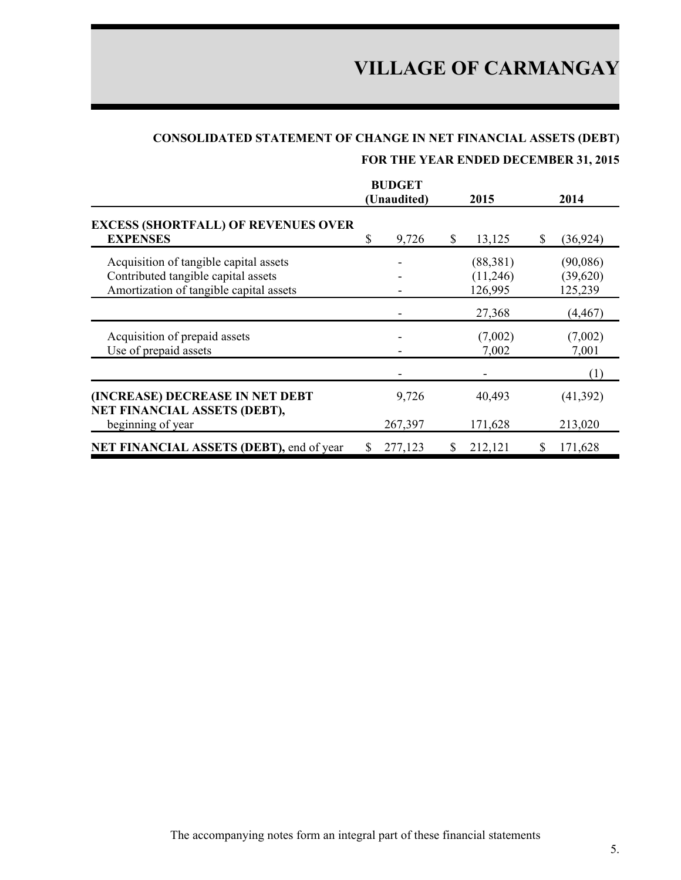# VILLAGE OF CARMANGAY

## CONSOLIDATED STATEMENT OF CHANGE IN NET FINANCIAL ASSETS (DEBT)

### FOR THE YEAR ENDED DECEMBER 31, 2015

| | BUDGET (Unaudited) | 2015 | 2014 |
|---|---|---|---|
| **EXCESS (SHORTFALL) OF REVENUES OVER EXPENSES** | $ 9,726 | $ 13,125 | $ (36,924) |
| Acquisition of tangible capital assets | - | (88,381) | (90,086) |
| Contributed tangible capital assets | - | (11,246) | (39,620) |
| Amortization of tangible capital assets | - | 126,995 | 125,239 |
| | - | 27,368 | (4,467) |
| Acquisition of prepaid assets | - | (7,002) | (7,002) |
| Use of prepaid assets | - | 7,002 | 7,001 |
| | - | - | (1) |
| **(INCREASE) DECREASE IN NET DEBT** | 9,726 | 40,493 | (41,392) |
| **NET FINANCIAL ASSETS (DEBT),** beginning of year | 267,397 | 171,628 | 213,020 |
| **NET FINANCIAL ASSETS (DEBT),** end of year | $ 277,123 | $ 212,121 | $ 171,628 |

The accompanying notes form an integral part of these financial statements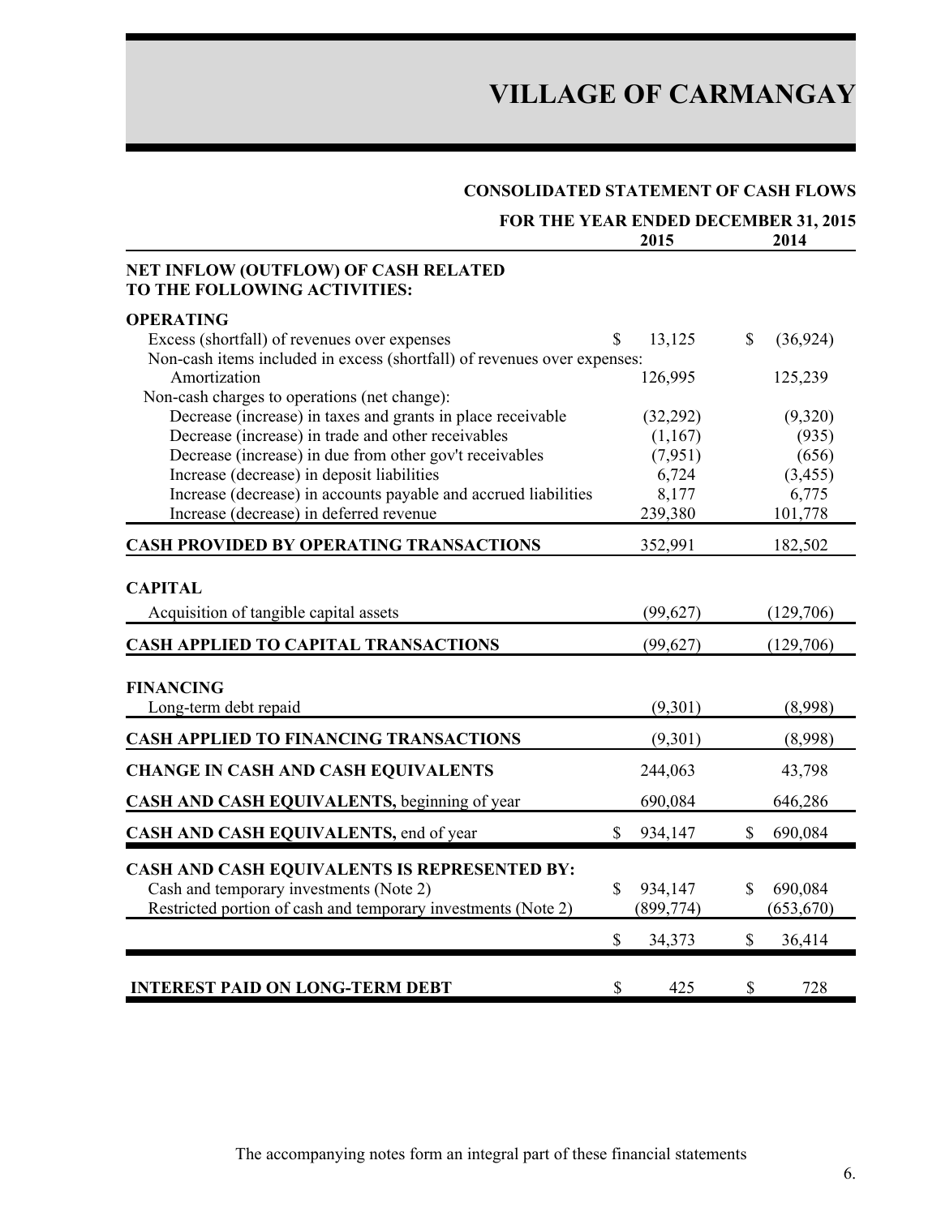# VILLAGE OF CARMANGAY

## CONSOLIDATED STATEMENT OF CASH FLOWS

### FOR THE YEAR ENDED DECEMBER 31, 2015

| | 2015 | 2014 |
|---|---|---|
| **NET INFLOW (OUTFLOW) OF CASH RELATED TO THE FOLLOWING ACTIVITIES:** | | |
| **OPERATING** | | |
| Excess (shortfall) of revenues over expenses | $ 13,125 | $ (36,924) |
| Non-cash items included in excess (shortfall) of revenues over expenses: | | |
| Amortization | 126,995 | 125,239 |
| Non-cash charges to operations (net change): | | |
| Decrease (increase) in taxes and grants in place receivable | (32,292) | (9,320) |
| Decrease (increase) in trade and other receivables | (1,167) | (935) |
| Decrease (increase) in due from other gov't receivables | (7,951) | (656) |
| Increase (decrease) in deposit liabilities | 6,724 | (3,455) |
| Increase (decrease) in accounts payable and accrued liabilities | 8,177 | 6,775 |
| Increase (decrease) in deferred revenue | 239,380 | 101,778 |
| **CASH PROVIDED BY OPERATING TRANSACTIONS** | 352,991 | 182,502 |
| **CAPITAL** | | |
| Acquisition of tangible capital assets | (99,627) | (129,706) |
| **CASH APPLIED TO CAPITAL TRANSACTIONS** | (99,627) | (129,706) |
| **FINANCING** | | |
| Long-term debt repaid | (9,301) | (8,998) |
| **CASH APPLIED TO FINANCING TRANSACTIONS** | (9,301) | (8,998) |
| **CHANGE IN CASH AND CASH EQUIVALENTS** | 244,063 | 43,798 |
| **CASH AND CASH EQUIVALENTS,** beginning of year | 690,084 | 646,286 |
| **CASH AND CASH EQUIVALENTS,** end of year | $ 934,147 | $ 690,084 |
| **CASH AND CASH EQUIVALENTS IS REPRESENTED BY:** | | |
| Cash and temporary investments (Note 2) | $ 934,147 | $ 690,084 |
| Restricted portion of cash and temporary investments (Note 2) | (899,774) | (653,670) |
| | $ 34,373 | $ 36,414 |
| **INTEREST PAID ON LONG-TERM DEBT** | $ 425 | $ 728 |

The accompanying notes form an integral part of these financial statements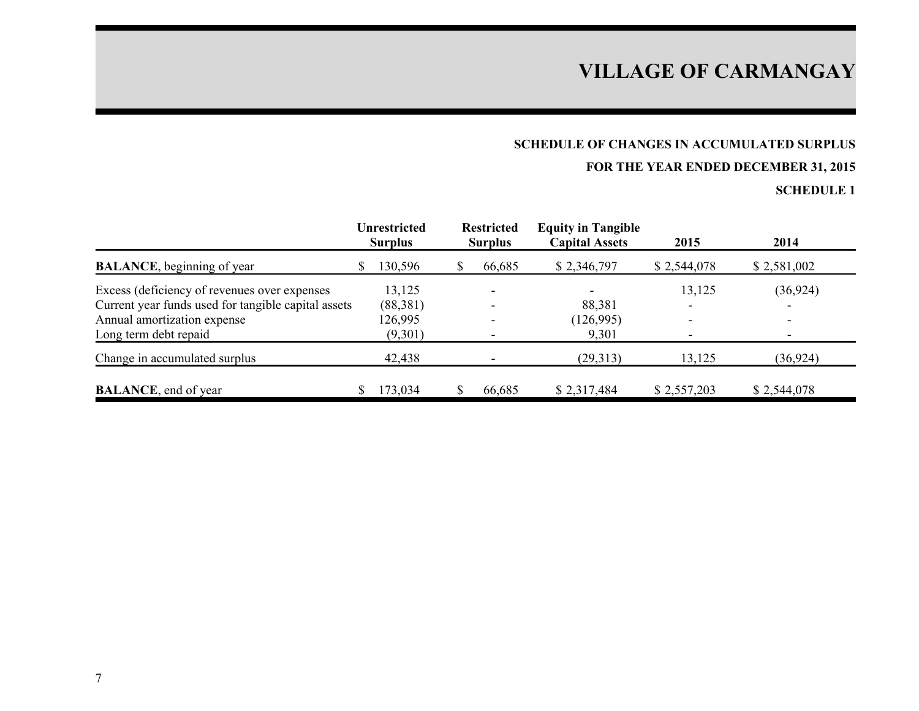# VILLAGE OF CARMANGAY

### SCHEDULE OF CHANGES IN ACCUMULATED SURPLUS

### FOR THE YEAR ENDED DECEMBER 31, 2015

### SCHEDULE 1

| | Unrestricted Surplus | Restricted Surplus | Equity in Tangible Capital Assets | 2015 | 2014 |
|---|---|---|---|---|---|
| **BALANCE**, beginning of year | $ 130,596 | $ 66,685 | $ 2,346,797 | $ 2,544,078 | $ 2,581,002 |
| Excess (deficiency of revenues over expenses | 13,125 | - | - | 13,125 | (36,924) |
| Current year funds used for tangible capital assets | (88,381) | - | 88,381 | - | - |
| Annual amortization expense | 126,995 | - | (126,995) | - | - |
| Long term debt repaid | (9,301) | - | 9,301 | - | - |
| Change in accumulated surplus | 42,438 | - | (29,313) | 13,125 | (36,924) |
| **BALANCE**, end of year | $ 173,034 | $ 66,685 | $ 2,317,484 | $ 2,557,203 | $ 2,544,078 |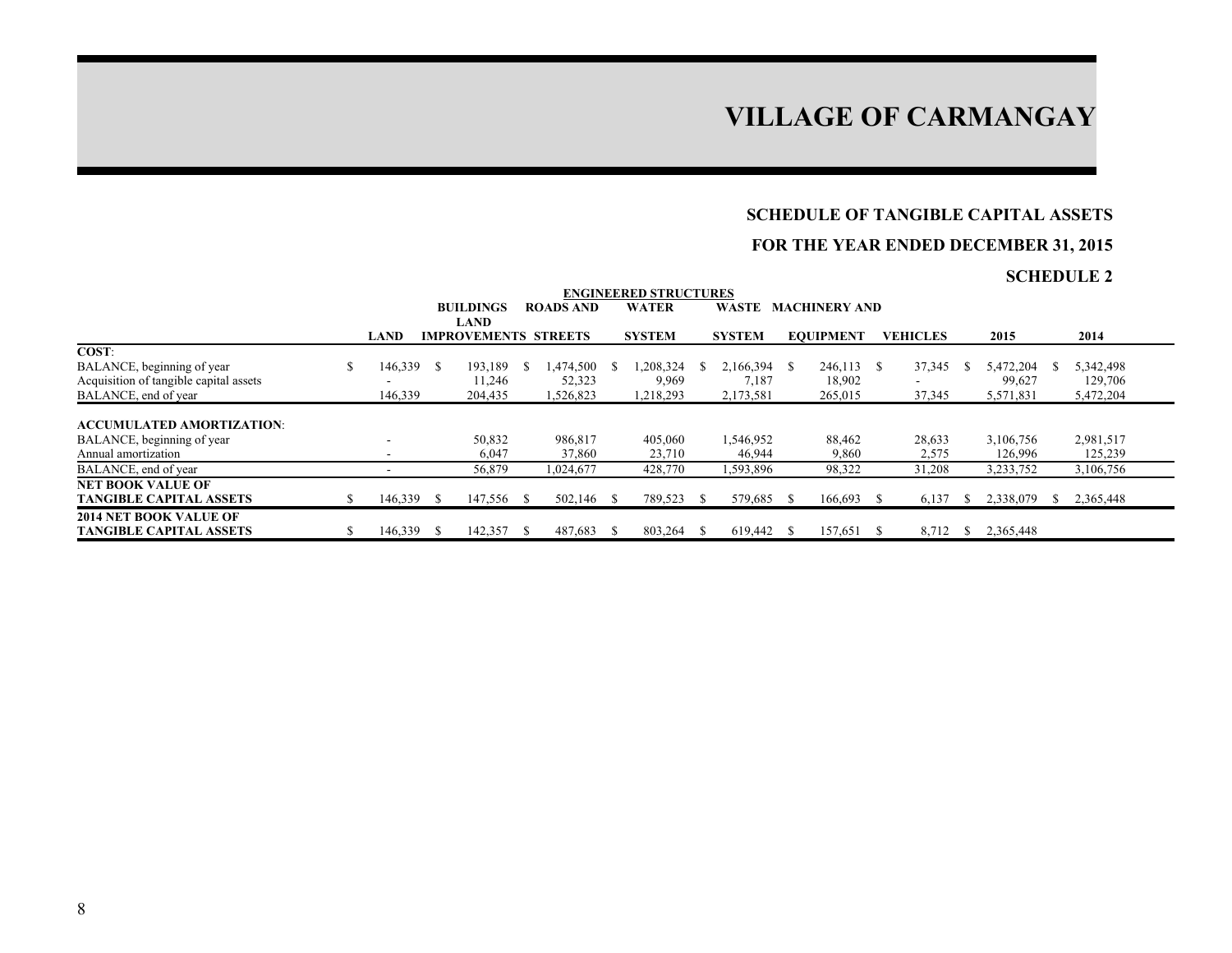# VILLAGE OF CARMANGAY

## SCHEDULE OF TANGIBLE CAPITAL ASSETS

## FOR THE YEAR ENDED DECEMBER 31, 2015

## SCHEDULE 2

| | LAND | BUILDINGS LAND IMPROVEMENTS | ENGINEERED STRUCTURES ROADS AND STREETS | ENGINEERED STRUCTURES WATER SYSTEM | ENGINEERED STRUCTURES WASTE SYSTEM | MACHINERY AND EQUIPMENT | VEHICLES | 2015 | 2014 |
|---|---|---|---|---|---|---|---|---|---|
| **COST**: | | | | | | | | | |
| BALANCE, beginning of year | $ 146,339 | $ 193,189 | $ 1,474,500 | $ 1,208,324 | $ 2,166,394 | $ 246,113 | $ 37,345 | $ 5,472,204 | $ 5,342,498 |
| Acquisition of tangible capital assets | - | 11,246 | 52,323 | 9,969 | 7,187 | 18,902 | - | 99,627 | 129,706 |
| BALANCE, end of year | 146,339 | 204,435 | 1,526,823 | 1,218,293 | 2,173,581 | 265,015 | 37,345 | 5,571,831 | 5,472,204 |
| **ACCUMULATED AMORTIZATION**: | | | | | | | | | |
| BALANCE, beginning of year | - | 50,832 | 986,817 | 405,060 | 1,546,952 | 88,462 | 28,633 | 3,106,756 | 2,981,517 |
| Annual amortization | - | 6,047 | 37,860 | 23,710 | 46,944 | 9,860 | 2,575 | 126,996 | 125,239 |
| BALANCE, end of year | - | 56,879 | 1,024,677 | 428,770 | 1,593,896 | 98,322 | 31,208 | 3,233,752 | 3,106,756 |
| **NET BOOK VALUE OF TANGIBLE CAPITAL ASSETS** | $ 146,339 | $ 147,556 | $ 502,146 | $ 789,523 | $ 579,685 | $ 166,693 | $ 6,137 | $ 2,338,079 | $ 2,365,448 |
| **2014 NET BOOK VALUE OF TANGIBLE CAPITAL ASSETS** | $ 146,339 | $ 142,357 | $ 487,683 | $ 803,264 | $ 619,442 | $ 157,651 | $ 8,712 | $ 2,365,448 | |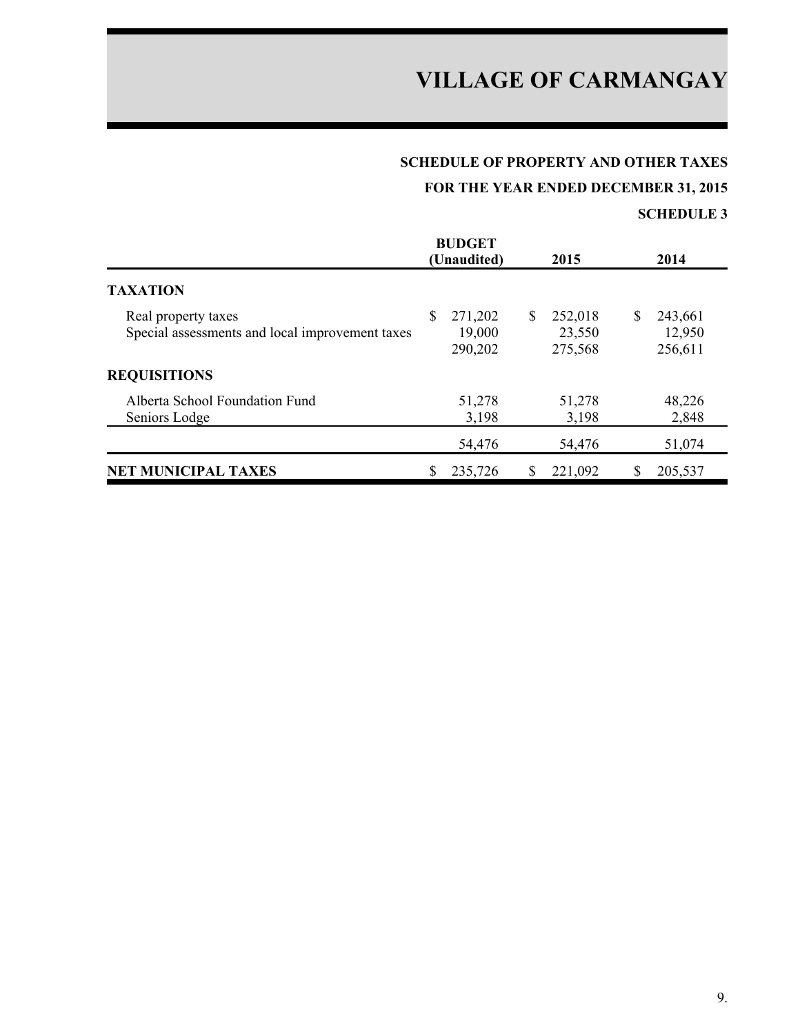# VILLAGE OF CARMANGAY

## SCHEDULE OF PROPERTY AND OTHER TAXES

## FOR THE YEAR ENDED DECEMBER 31, 2015

### SCHEDULE 3

| | BUDGET (Unaudited) | 2015 | 2014 |
|---|---|---|---|
| **TAXATION** | | | |
| Real property taxes | $ 271,202 | $ 252,018 | $ 243,661 |
| Special assessments and local improvement taxes | 19,000 | 23,550 | 12,950 |
| | 290,202 | 275,568 | 256,611 |
| **REQUISITIONS** | | | |
| Alberta School Foundation Fund | 51,278 | 51,278 | 48,226 |
| Seniors Lodge | 3,198 | 3,198 | 2,848 |
| | 54,476 | 54,476 | 51,074 |
| **NET MUNICIPAL TAXES** | $ 235,726 | $ 221,092 | $ 205,537 |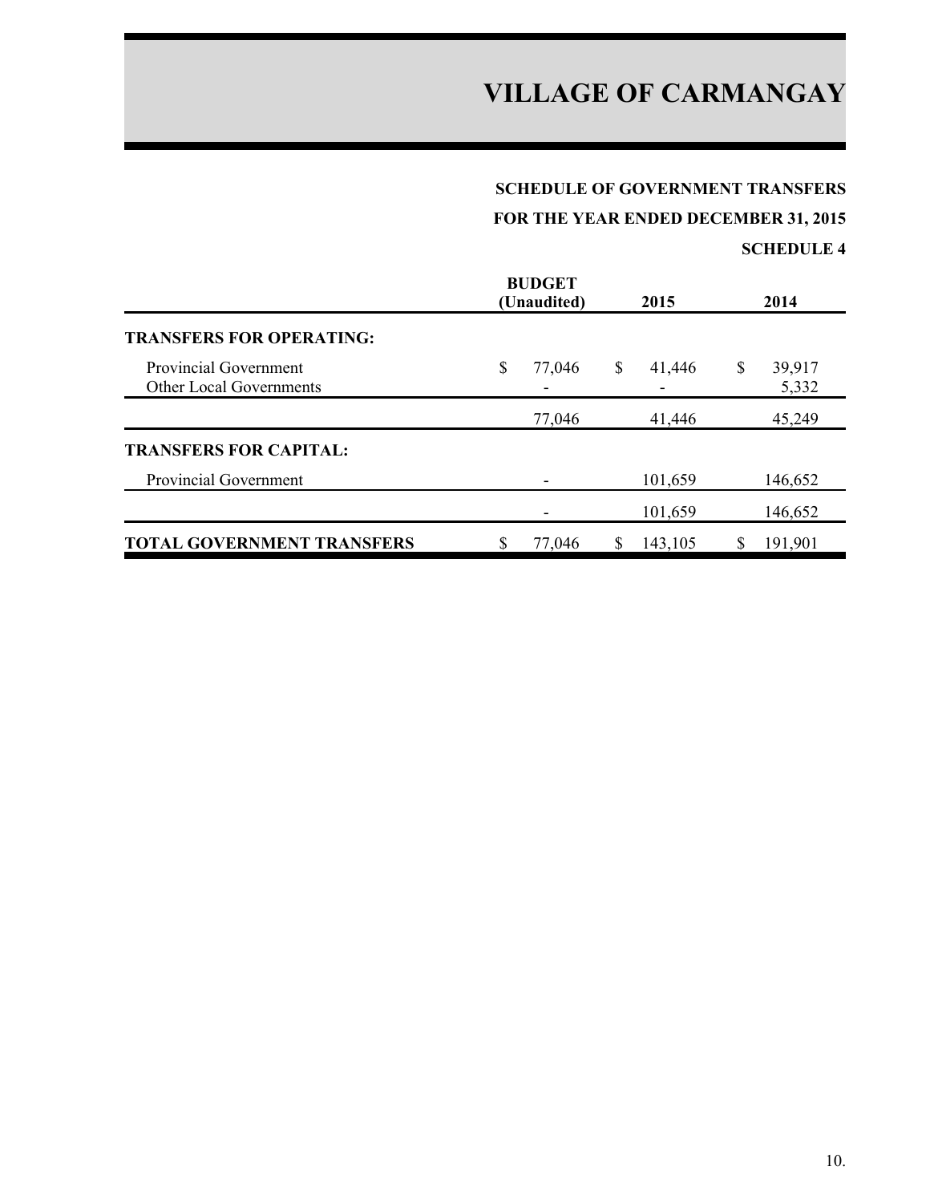# VILLAGE OF CARMANGAY

## SCHEDULE OF GOVERNMENT TRANSFERS

## FOR THE YEAR ENDED DECEMBER 31, 2015

### SCHEDULE 4

| | BUDGET (Unaudited) | 2015 | 2014 |
|---|---|---|---|
| **TRANSFERS FOR OPERATING:** | | | |
| Provincial Government | $ 77,046 | $ 41,446 | $ 39,917 |
| Other Local Governments | - | - | 5,332 |
| | 77,046 | 41,446 | 45,249 |
| **TRANSFERS FOR CAPITAL:** | | | |
| Provincial Government | - | 101,659 | 146,652 |
| | - | 101,659 | 146,652 |
| **TOTAL GOVERNMENT TRANSFERS** | $ 77,046 | $ 143,105 | $ 191,901 |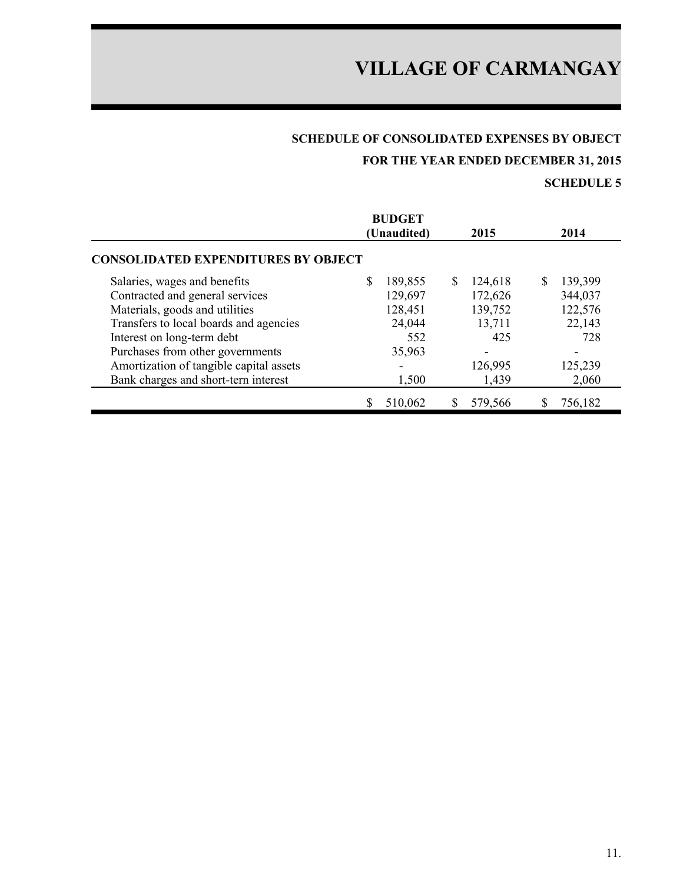# VILLAGE OF CARMANGAY

## SCHEDULE OF CONSOLIDATED EXPENSES BY OBJECT

### FOR THE YEAR ENDED DECEMBER 31, 2015

### SCHEDULE 5

| | BUDGET (Unaudited) | 2015 | 2014 |
|---|---|---|---|
| **CONSOLIDATED EXPENDITURES BY OBJECT** | | | |
| Salaries, wages and benefits | $ 189,855 | $ 124,618 | $ 139,399 |
| Contracted and general services | 129,697 | 172,626 | 344,037 |
| Materials, goods and utilities | 128,451 | 139,752 | 122,576 |
| Transfers to local boards and agencies | 24,044 | 13,711 | 22,143 |
| Interest on long-term debt | 552 | 425 | 728 |
| Purchases from other governments | 35,963 | - | - |
| Amortization of tangible capital assets | - | 126,995 | 125,239 |
| Bank charges and short-tern interest | 1,500 | 1,439 | 2,060 |
| | $ 510,062 | $ 579,566 | $ 756,182 |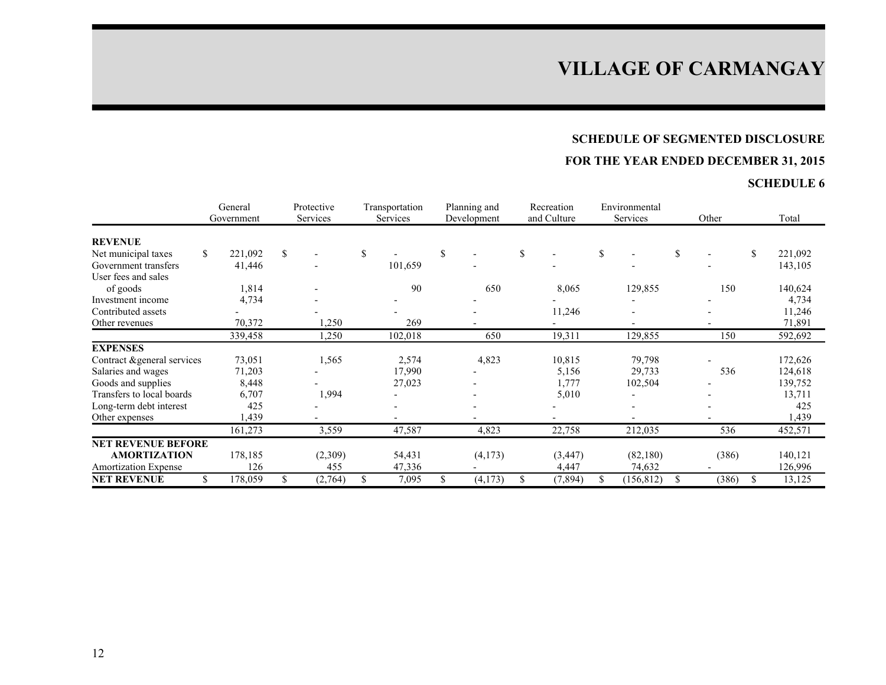# VILLAGE OF CARMANGAY

## SCHEDULE OF SEGMENTED DISCLOSURE

## FOR THE YEAR ENDED DECEMBER 31, 2015

## SCHEDULE 6

| | General Government | Protective Services | Transportation Services | Planning and Development | Recreation and Culture | Environmental Services | Other | Total |
|---|---|---|---|---|---|---|---|---|
| **REVENUE** | | | | | | | | |
| Net municipal taxes | $ 221,092 | $ - | $ - | $ - | $ - | $ - | $ - | $ 221,092 |
| Government transfers | 41,446 | - | 101,659 | - | - | - | - | 143,105 |
| User fees and sales of goods | 1,814 | - | 90 | 650 | 8,065 | 129,855 | 150 | 140,624 |
| Investment income | 4,734 | - | - | - | - | - | - | 4,734 |
| Contributed assets | - | - | - | - | 11,246 | - | - | 11,246 |
| Other revenues | 70,372 | 1,250 | 269 | - | - | - | - | 71,891 |
| | 339,458 | 1,250 | 102,018 | 650 | 19,311 | 129,855 | 150 | 592,692 |
| **EXPENSES** | | | | | | | | |
| Contract &general services | 73,051 | 1,565 | 2,574 | 4,823 | 10,815 | 79,798 | - | 172,626 |
| Salaries and wages | 71,203 | - | 17,990 | - | 5,156 | 29,733 | 536 | 124,618 |
| Goods and supplies | 8,448 | - | 27,023 | - | 1,777 | 102,504 | - | 139,752 |
| Transfers to local boards | 6,707 | 1,994 | - | - | 5,010 | - | - | 13,711 |
| Long-term debt interest | 425 | - | - | - | - | - | - | 425 |
| Other expenses | 1,439 | - | - | - | - | - | - | 1,439 |
| | 161,273 | 3,559 | 47,587 | 4,823 | 22,758 | 212,035 | 536 | 452,571 |
| **NET REVENUE BEFORE AMORTIZATION** | 178,185 | (2,309) | 54,431 | (4,173) | (3,447) | (82,180) | (386) | 140,121 |
| Amortization Expense | 126 | 455 | 47,336 | - | 4,447 | 74,632 | - | 126,996 |
| **NET REVENUE** | $ 178,059 | $ (2,764) | $ 7,095 | $ (4,173) | $ (7,894) | $ (156,812) | $ (386) | $ 13,125 |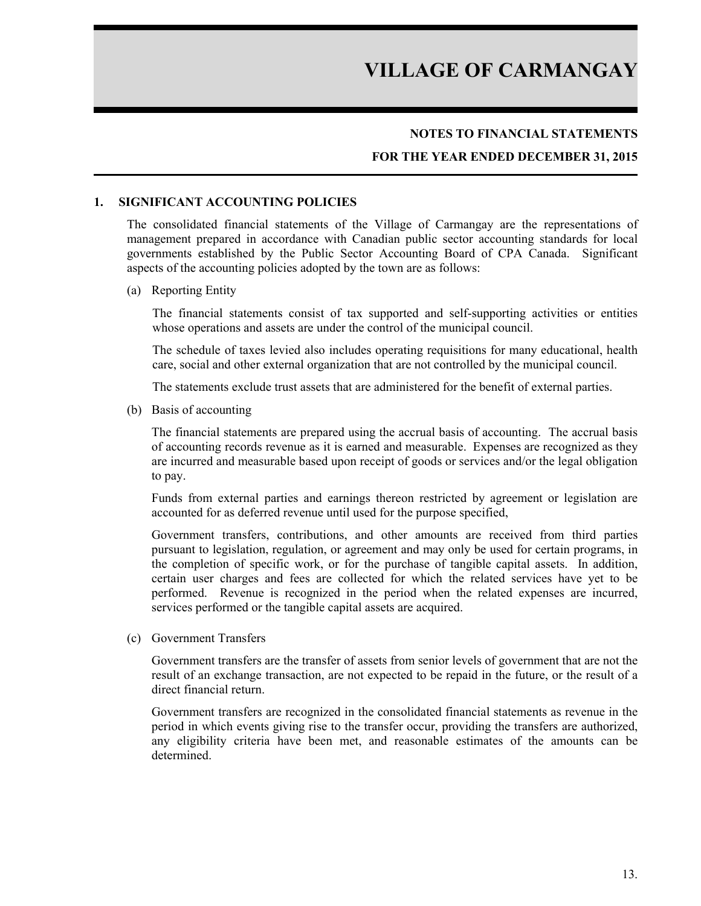# VILLAGE OF CARMANGAY

**NOTES TO FINANCIAL STATEMENTS**

**FOR THE YEAR ENDED DECEMBER 31, 2015**

## 1. SIGNIFICANT ACCOUNTING POLICIES

The consolidated financial statements of the Village of Carmangay are the representations of management prepared in accordance with Canadian public sector accounting standards for local governments established by the Public Sector Accounting Board of CPA Canada. Significant aspects of the accounting policies adopted by the town are as follows:

(a) Reporting Entity

The financial statements consist of tax supported and self-supporting activities or entities whose operations and assets are under the control of the municipal council.

The schedule of taxes levied also includes operating requisitions for many educational, health care, social and other external organization that are not controlled by the municipal council.

The statements exclude trust assets that are administered for the benefit of external parties.

(b) Basis of accounting

The financial statements are prepared using the accrual basis of accounting. The accrual basis of accounting records revenue as it is earned and measurable. Expenses are recognized as they are incurred and measurable based upon receipt of goods or services and/or the legal obligation to pay.

Funds from external parties and earnings thereon restricted by agreement or legislation are accounted for as deferred revenue until used for the purpose specified,

Government transfers, contributions, and other amounts are received from third parties pursuant to legislation, regulation, or agreement and may only be used for certain programs, in the completion of specific work, or for the purchase of tangible capital assets. In addition, certain user charges and fees are collected for which the related services have yet to be performed. Revenue is recognized in the period when the related expenses are incurred, services performed or the tangible capital assets are acquired.

(c) Government Transfers

Government transfers are the transfer of assets from senior levels of government that are not the result of an exchange transaction, are not expected to be repaid in the future, or the result of a direct financial return.

Government transfers are recognized in the consolidated financial statements as revenue in the period in which events giving rise to the transfer occur, providing the transfers are authorized, any eligibility criteria have been met, and reasonable estimates of the amounts can be determined.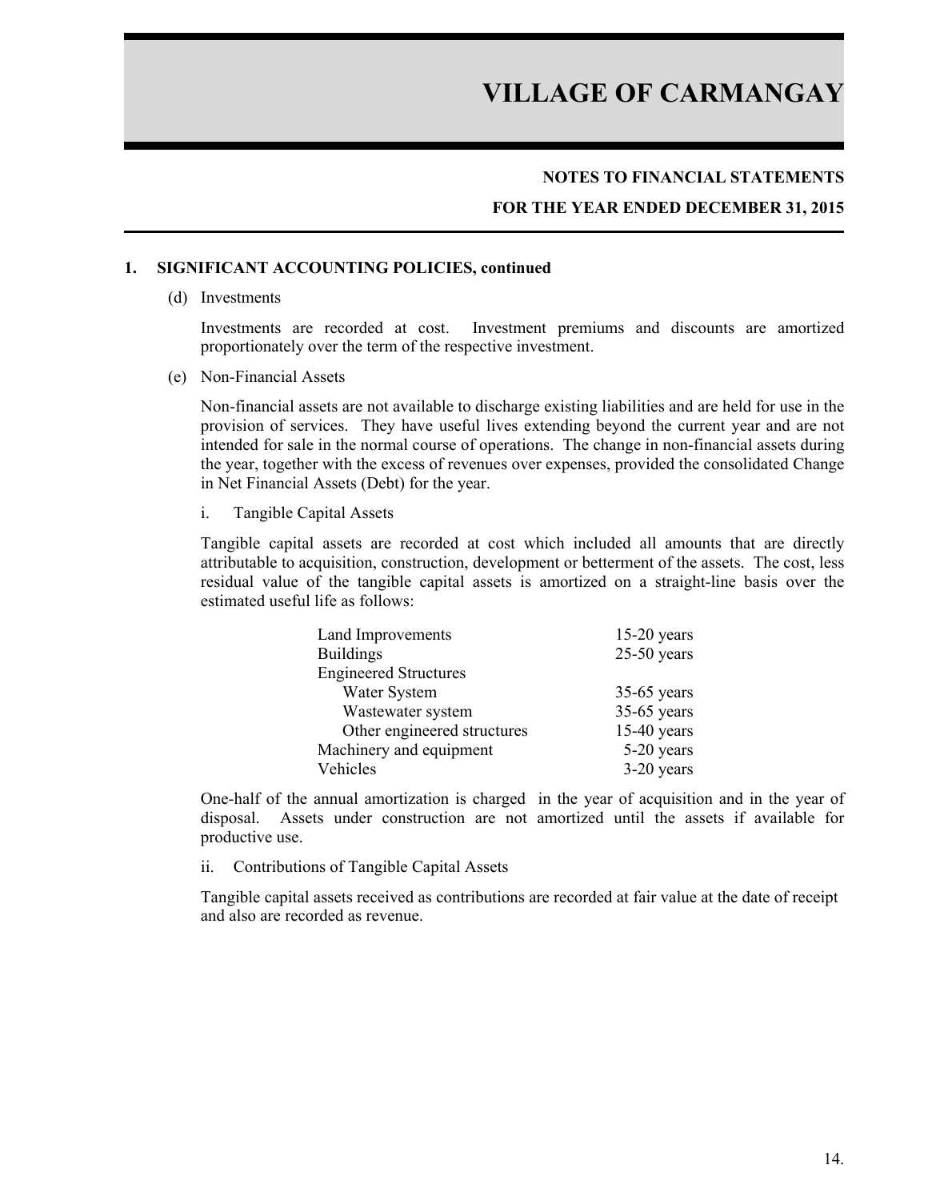## 1. SIGNIFICANT ACCOUNTING POLICIES, continued

(d) Investments

Investments are recorded at cost. Investment premiums and discounts are amortized proportionately over the term of the respective investment.

(e) Non-Financial Assets

Non-financial assets are not available to discharge existing liabilities and are held for use in the provision of services. They have useful lives extending beyond the current year and are not intended for sale in the normal course of operations. The change in non-financial assets during the year, together with the excess of revenues over expenses, provided the consolidated Change in Net Financial Assets (Debt) for the year.

i. Tangible Capital Assets

Tangible capital assets are recorded at cost which included all amounts that are directly attributable to acquisition, construction, development or betterment of the assets. The cost, less residual value of the tangible capital assets is amortized on a straight-line basis over the estimated useful life as follows:

| | |
|---|---|
| Land Improvements | 15-20 years |
| Buildings | 25-50 years |
| Engineered Structures | |
| Water System | 35-65 years |
| Wastewater system | 35-65 years |
| Other engineered structures | 15-40 years |
| Machinery and equipment | 5-20 years |
| Vehicles | 3-20 years |

One-half of the annual amortization is charged in the year of acquisition and in the year of disposal. Assets under construction are not amortized until the assets if available for productive use.

ii. Contributions of Tangible Capital Assets

Tangible capital assets received as contributions are recorded at fair value at the date of receipt and also are recorded as revenue.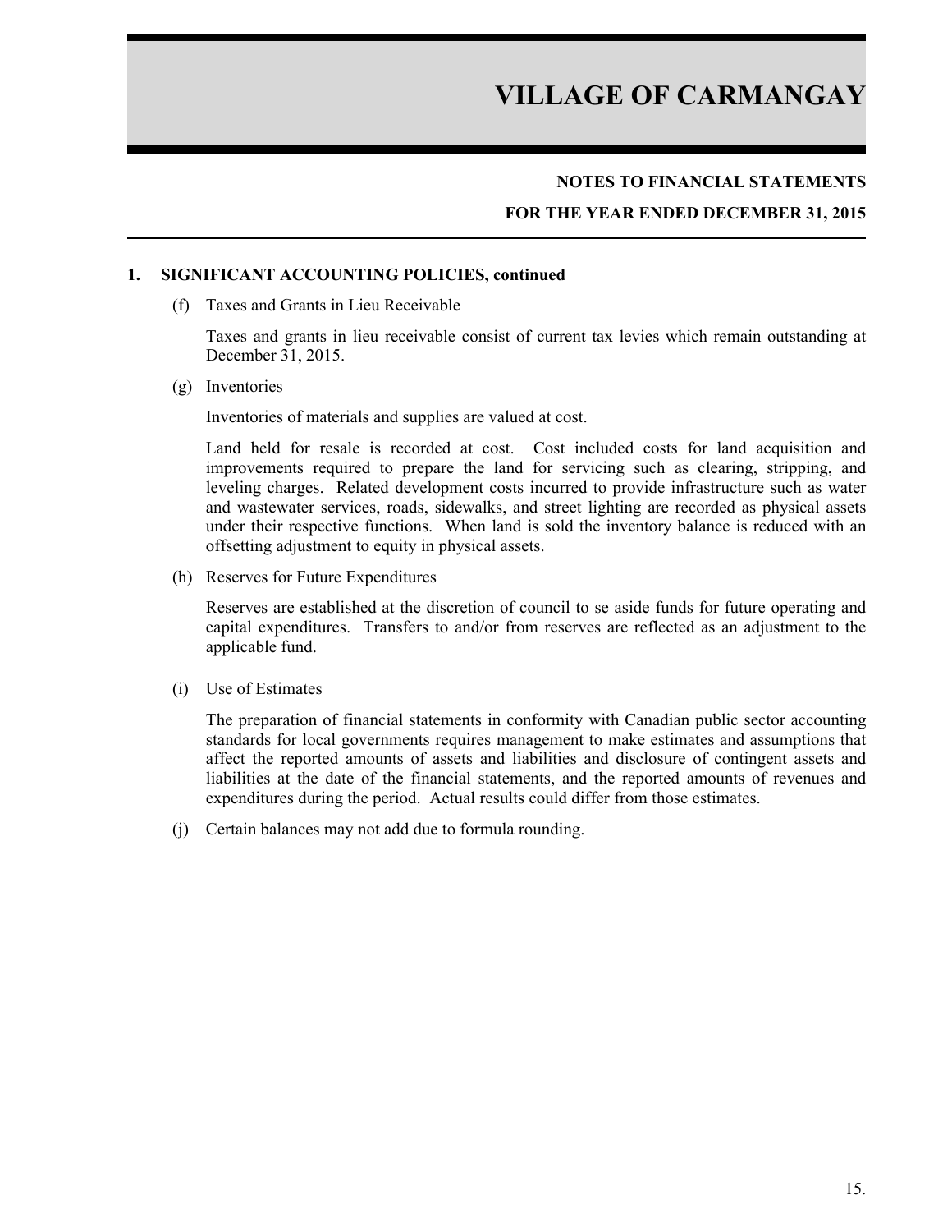# VILLAGE OF CARMANGAY

## NOTES TO FINANCIAL STATEMENTS

## FOR THE YEAR ENDED DECEMBER 31, 2015

### 1. SIGNIFICANT ACCOUNTING POLICIES, continued

(f) Taxes and Grants in Lieu Receivable

Taxes and grants in lieu receivable consist of current tax levies which remain outstanding at December 31, 2015.

(g) Inventories

Inventories of materials and supplies are valued at cost.

Land held for resale is recorded at cost. Cost included costs for land acquisition and improvements required to prepare the land for servicing such as clearing, stripping, and leveling charges. Related development costs incurred to provide infrastructure such as water and wastewater services, roads, sidewalks, and street lighting are recorded as physical assets under their respective functions. When land is sold the inventory balance is reduced with an offsetting adjustment to equity in physical assets.

(h) Reserves for Future Expenditures

Reserves are established at the discretion of council to se aside funds for future operating and capital expenditures. Transfers to and/or from reserves are reflected as an adjustment to the applicable fund.

(i) Use of Estimates

The preparation of financial statements in conformity with Canadian public sector accounting standards for local governments requires management to make estimates and assumptions that affect the reported amounts of assets and liabilities and disclosure of contingent assets and liabilities at the date of the financial statements, and the reported amounts of revenues and expenditures during the period. Actual results could differ from those estimates.

(j) Certain balances may not add due to formula rounding.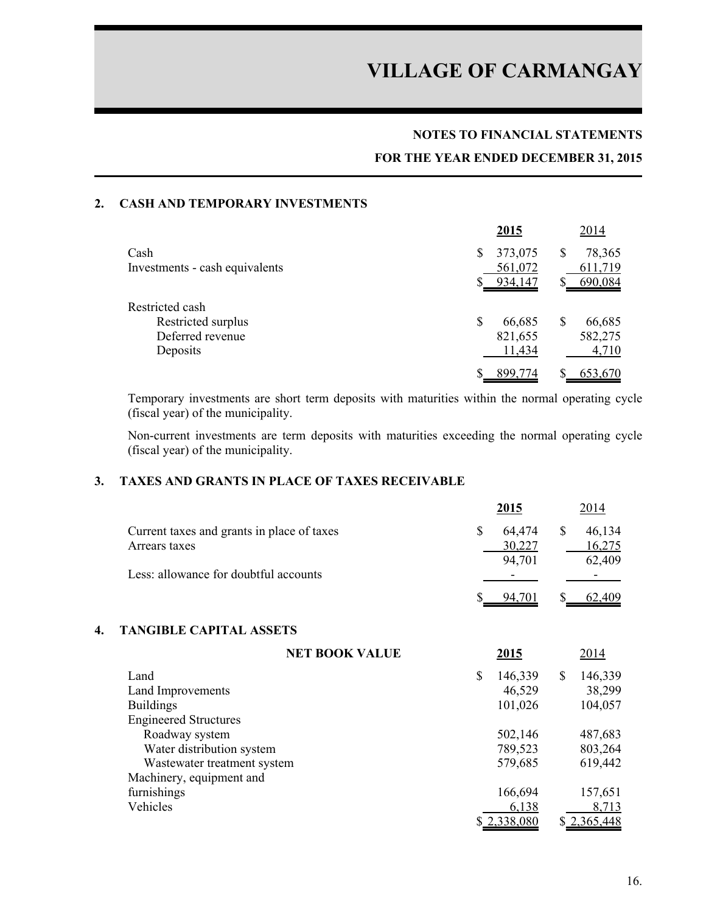# VILLAGE OF CARMANGAY

**NOTES TO FINANCIAL STATEMENTS**

**FOR THE YEAR ENDED DECEMBER 31, 2015**

## 2. CASH AND TEMPORARY INVESTMENTS

| | 2015 | 2014 |
|---|---|---|
| Cash | $ 373,075 | $ 78,365 |
| Investments - cash equivalents | 561,072 | 611,719 |
| | $ 934,147 | $ 690,084 |
| Restricted cash | | |
| Restricted surplus | $ 66,685 | $ 66,685 |
| Deferred revenue | 821,655 | 582,275 |
| Deposits | 11,434 | 4,710 |
| | $ 899,774 | $ 653,670 |

Temporary investments are short term deposits with maturities within the normal operating cycle (fiscal year) of the municipality.

Non-current investments are term deposits with maturities exceeding the normal operating cycle (fiscal year) of the municipality.

## 3. TAXES AND GRANTS IN PLACE OF TAXES RECEIVABLE

| | 2015 | 2014 |
|---|---|---|
| Current taxes and grants in place of taxes | $ 64,474 | $ 46,134 |
| Arrears taxes | 30,227 | 16,275 |
| | 94,701 | 62,409 |
| Less: allowance for doubtful accounts | - | - |
| | $ 94,701 | $ 62,409 |

## 4. TANGIBLE CAPITAL ASSETS

| NET BOOK VALUE | 2015 | 2014 |
|---|---|---|
| Land | $ 146,339 | $ 146,339 |
| Land Improvements | 46,529 | 38,299 |
| Buildings | 101,026 | 104,057 |
| Engineered Structures | | |
| Roadway system | 502,146 | 487,683 |
| Water distribution system | 789,523 | 803,264 |
| Wastewater treatment system | 579,685 | 619,442 |
| Machinery, equipment and furnishings | 166,694 | 157,651 |
| Vehicles | 6,138 | 8,713 |
| | $ 2,338,080 | $ 2,365,448 |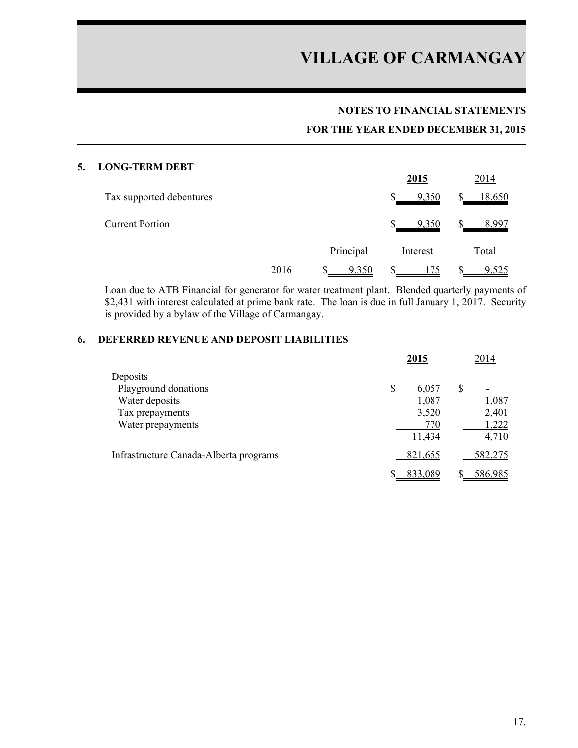# VILLAGE OF CARMANGAY

## NOTES TO FINANCIAL STATEMENTS

## FOR THE YEAR ENDED DECEMBER 31, 2015

### 5. LONG-TERM DEBT

| | 2015 | 2014 |
|---|---|---|
| Tax supported debentures | $ 9,350 | $ 18,650 |
| Current Portion | $ 9,350 | $ 8,997 |

| | Principal | Interest | Total |
|---|---|---|---|
| 2016 | $ 9,350 | $ 175 | $ 9,525 |

Loan due to ATB Financial for generator for water treatment plant. Blended quarterly payments of $2,431 with interest calculated at prime bank rate. The loan is due in full January 1, 2017. Security is provided by a bylaw of the Village of Carmangay.

### 6. DEFERRED REVENUE AND DEPOSIT LIABILITIES

| | 2015 | 2014 |
|---|---|---|
| Deposits | | |
| Playground donations | $ 6,057 | $ - |
| Water deposits | 1,087 | 1,087 |
| Tax prepayments | 3,520 | 2,401 |
| Water prepayments | 770 | 1,222 |
| | 11,434 | 4,710 |
| Infrastructure Canada-Alberta programs | 821,655 | 582,275 |
| | $ 833,089 | $ 586,985 |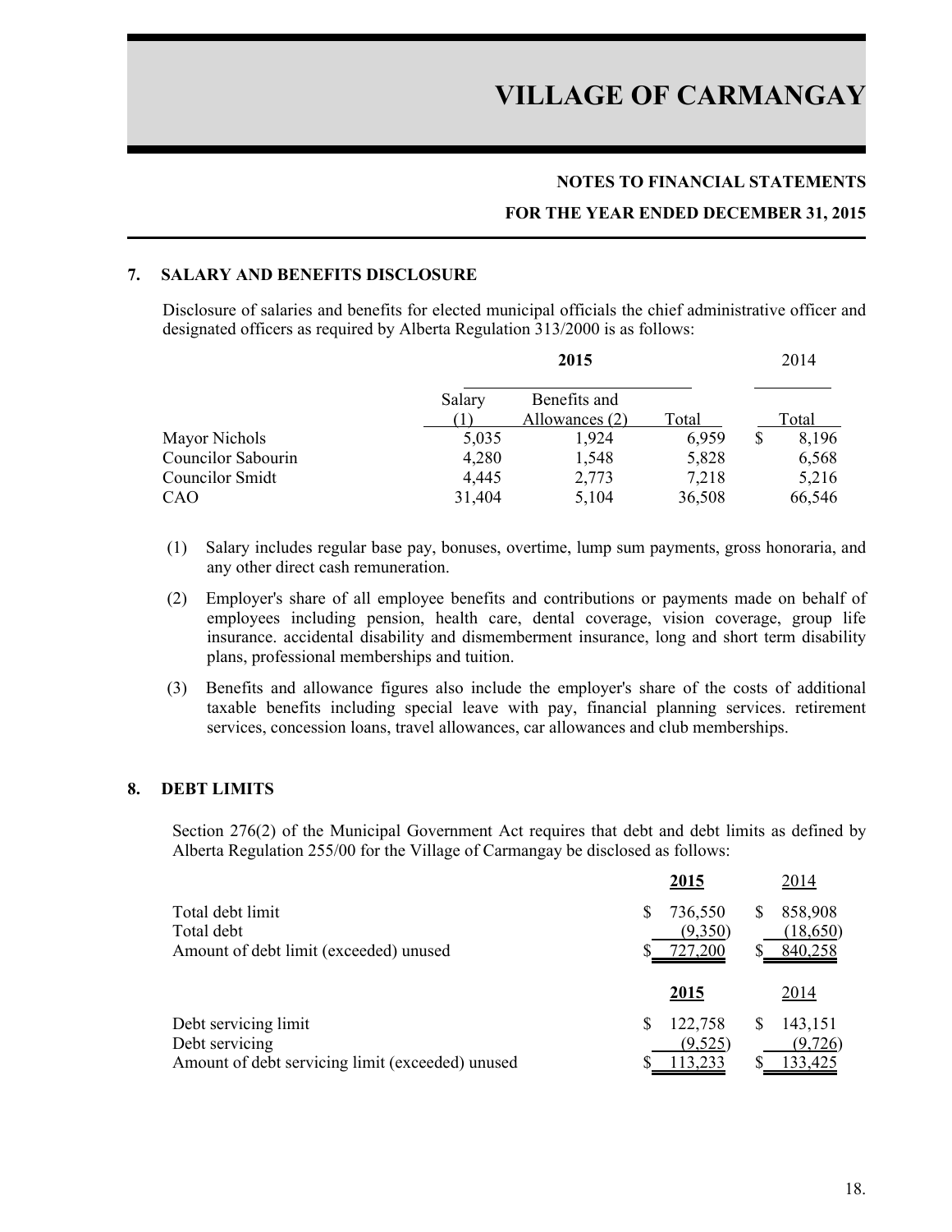# VILLAGE OF CARMANGAY

## NOTES TO FINANCIAL STATEMENTS

## FOR THE YEAR ENDED DECEMBER 31, 2015

### 7. SALARY AND BENEFITS DISCLOSURE

Disclosure of salaries and benefits for elected municipal officials the chief administrative officer and designated officers as required by Alberta Regulation 313/2000 is as follows:

| | 2015 | | | 2014 |
|---|---|---|---|---|
| | Salary (1) | Benefits and Allowances (2) | Total | Total |
| Mayor Nichols | 5,035 | 1,924 | 6,959 | $ 8,196 |
| Councilor Sabourin | 4,280 | 1,548 | 5,828 | 6,568 |
| Councilor Smidt | 4,445 | 2,773 | 7,218 | 5,216 |
| CAO | 31,404 | 5,104 | 36,508 | 66,546 |

(1) Salary includes regular base pay, bonuses, overtime, lump sum payments, gross honoraria, and any other direct cash remuneration.

(2) Employer's share of all employee benefits and contributions or payments made on behalf of employees including pension, health care, dental coverage, vision coverage, group life insurance. accidental disability and dismemberment insurance, long and short term disability plans, professional memberships and tuition.

(3) Benefits and allowance figures also include the employer's share of the costs of additional taxable benefits including special leave with pay, financial planning services. retirement services, concession loans, travel allowances, car allowances and club memberships.

### 8. DEBT LIMITS

Section 276(2) of the Municipal Government Act requires that debt and debt limits as defined by Alberta Regulation 255/00 for the Village of Carmangay be disclosed as follows:

| | 2015 | 2014 |
|---|---|---|
| Total debt limit | $ 736,550 | $ 858,908 |
| Total debt | (9,350) | (18,650) |
| Amount of debt limit (exceeded) unused | $ 727,200 | $ 840,258 |

| | 2015 | 2014 |
|---|---|---|
| Debt servicing limit | $ 122,758 | $ 143,151 |
| Debt servicing | (9,525) | (9,726) |
| Amount of debt servicing limit (exceeded) unused | $ 113,233 | $ 133,425 |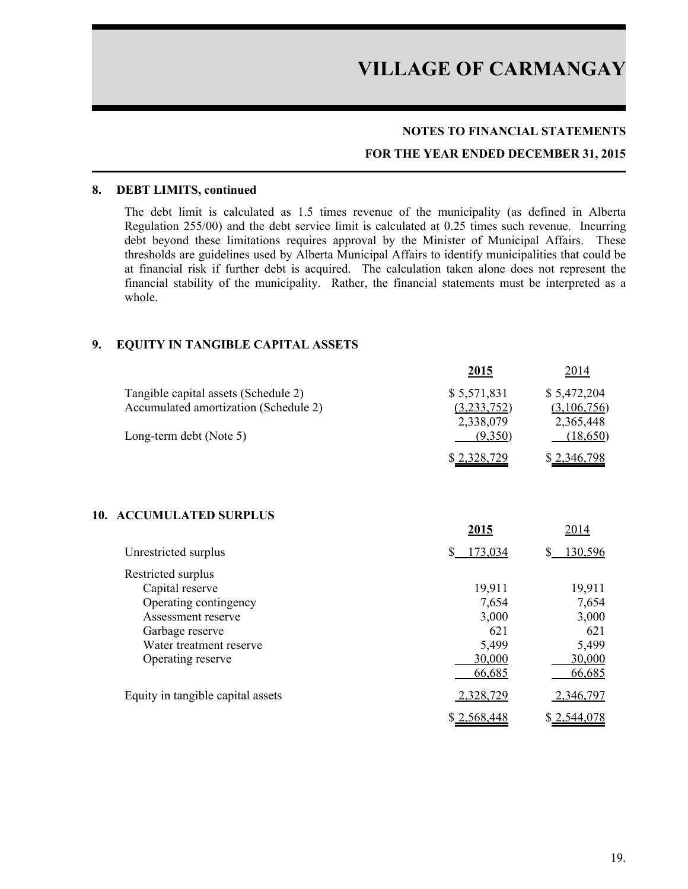# VILLAGE OF CARMANGAY

## NOTES TO FINANCIAL STATEMENTS

## FOR THE YEAR ENDED DECEMBER 31, 2015

### 8. DEBT LIMITS, continued

The debt limit is calculated as 1.5 times revenue of the municipality (as defined in Alberta Regulation 255/00) and the debt service limit is calculated at 0.25 times such revenue. Incurring debt beyond these limitations requires approval by the Minister of Municipal Affairs. These thresholds are guidelines used by Alberta Municipal Affairs to identify municipalities that could be at financial risk if further debt is acquired. The calculation taken alone does not represent the financial stability of the municipality. Rather, the financial statements must be interpreted as a whole.

### 9. EQUITY IN TANGIBLE CAPITAL ASSETS

| | **2015** | 2014 |
|---|---|---|
| Tangible capital assets (Schedule 2) | $ 5,571,831 | $ 5,472,204 |
| Accumulated amortization (Schedule 2) | (3,233,752) | (3,106,756) |
| | 2,338,079 | 2,365,448 |
| Long-term debt (Note 5) | (9,350) | (18,650) |
| | $ 2,328,729 | $ 2,346,798 |

### 10. ACCUMULATED SURPLUS

| | **2015** | 2014 |
|---|---|---|
| Unrestricted surplus | $ 173,034 | $ 130,596 |
| Restricted surplus | | |
| Capital reserve | 19,911 | 19,911 |
| Operating contingency | 7,654 | 7,654 |
| Assessment reserve | 3,000 | 3,000 |
| Garbage reserve | 621 | 621 |
| Water treatment reserve | 5,499 | 5,499 |
| Operating reserve | 30,000 | 30,000 |
| | 66,685 | 66,685 |
| Equity in tangible capital assets | 2,328,729 | 2,346,797 |
| | $ 2,568,448 | $ 2,544,078 |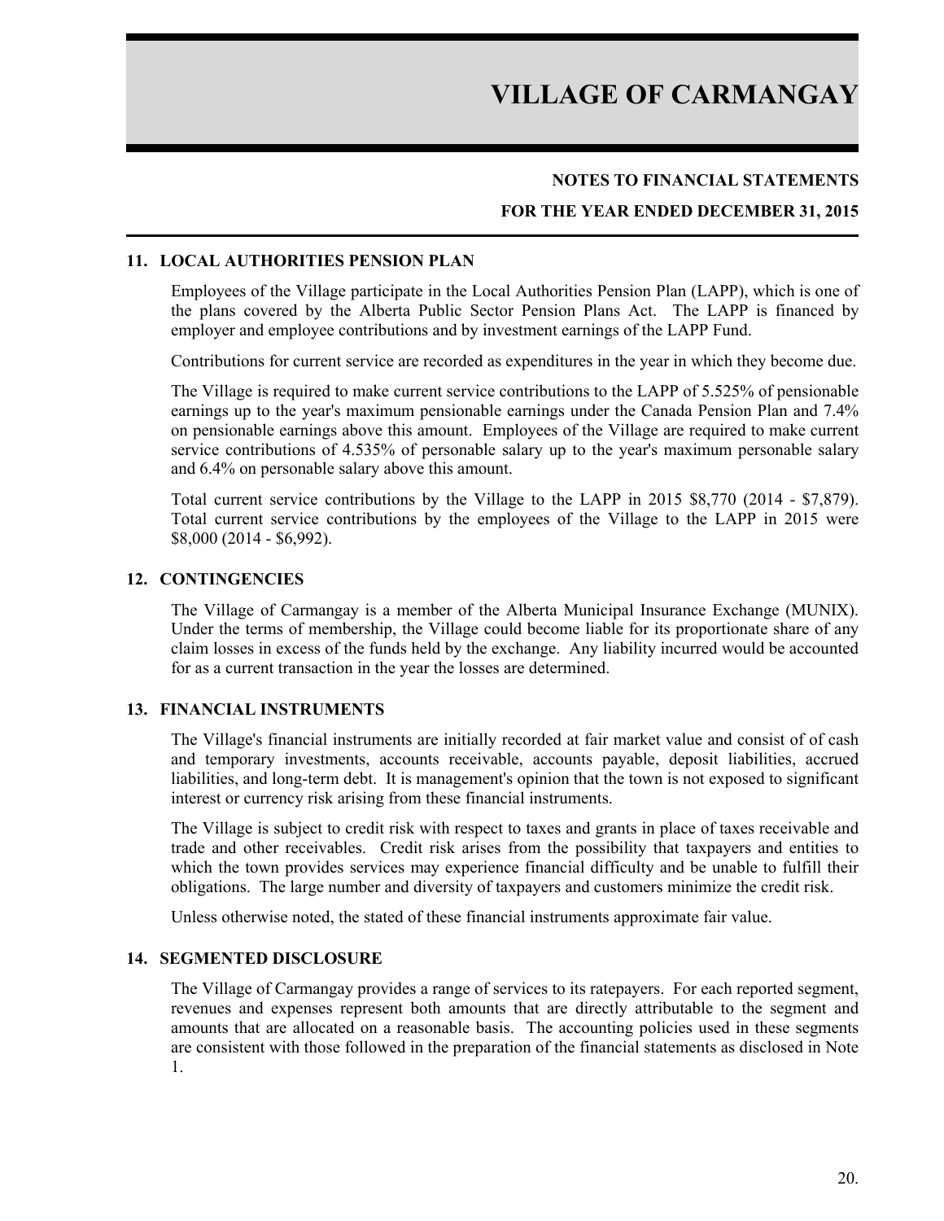## 11. LOCAL AUTHORITIES PENSION PLAN

Employees of the Village participate in the Local Authorities Pension Plan (LAPP), which is one of the plans covered by the Alberta Public Sector Pension Plans Act. The LAPP is financed by employer and employee contributions and by investment earnings of the LAPP Fund.

Contributions for current service are recorded as expenditures in the year in which they become due.

The Village is required to make current service contributions to the LAPP of 5.525% of pensionable earnings up to the year's maximum pensionable earnings under the Canada Pension Plan and 7.4% on pensionable earnings above this amount. Employees of the Village are required to make current service contributions of 4.535% of personable salary up to the year's maximum personable salary and 6.4% on personable salary above this amount.

Total current service contributions by the Village to the LAPP in 2015 $8,770 (2014 - $7,879). Total current service contributions by the employees of the Village to the LAPP in 2015 were $8,000 (2014 - $6,992).

## 12. CONTINGENCIES

The Village of Carmangay is a member of the Alberta Municipal Insurance Exchange (MUNIX). Under the terms of membership, the Village could become liable for its proportionate share of any claim losses in excess of the funds held by the exchange. Any liability incurred would be accounted for as a current transaction in the year the losses are determined.

## 13. FINANCIAL INSTRUMENTS

The Village's financial instruments are initially recorded at fair market value and consist of of cash and temporary investments, accounts receivable, accounts payable, deposit liabilities, accrued liabilities, and long-term debt. It is management's opinion that the town is not exposed to significant interest or currency risk arising from these financial instruments.

The Village is subject to credit risk with respect to taxes and grants in place of taxes receivable and trade and other receivables. Credit risk arises from the possibility that taxpayers and entities to which the town provides services may experience financial difficulty and be unable to fulfill their obligations. The large number and diversity of taxpayers and customers minimize the credit risk.

Unless otherwise noted, the stated of these financial instruments approximate fair value.

## 14. SEGMENTED DISCLOSURE

The Village of Carmangay provides a range of services to its ratepayers. For each reported segment, revenues and expenses represent both amounts that are directly attributable to the segment and amounts that are allocated on a reasonable basis. The accounting policies used in these segments are consistent with those followed in the preparation of the financial statements as disclosed in Note 1.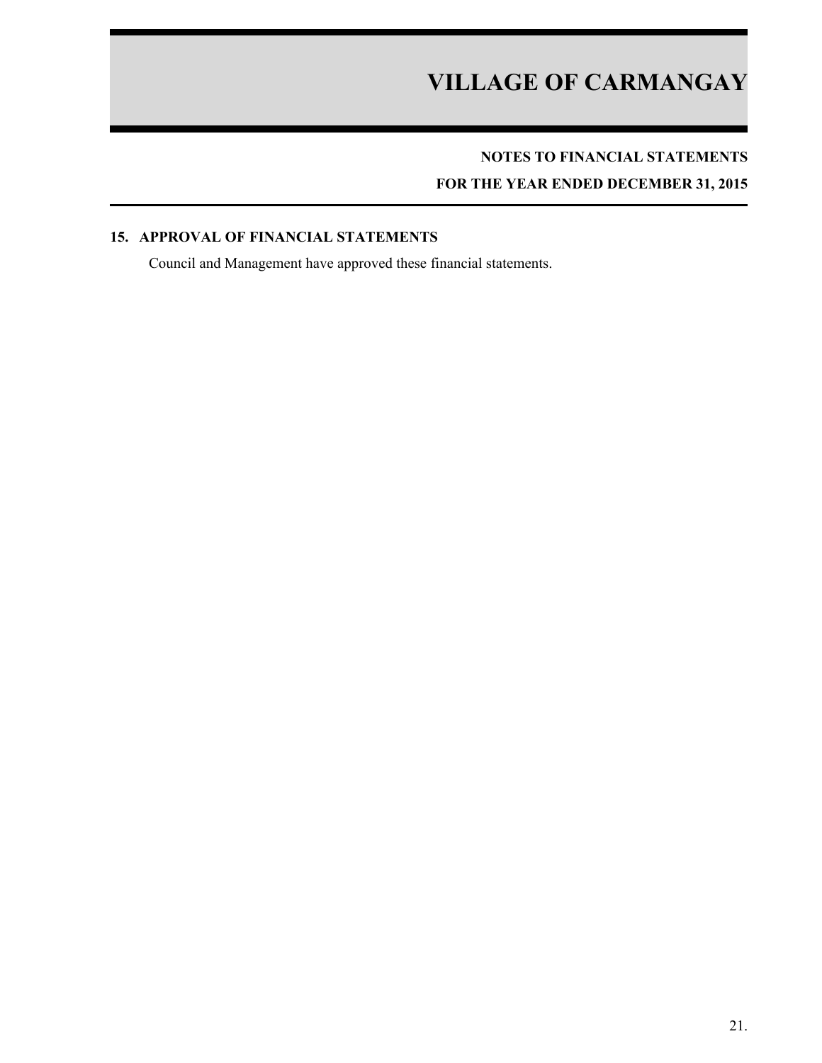## 15. APPROVAL OF FINANCIAL STATEMENTS

Council and Management have approved these financial statements.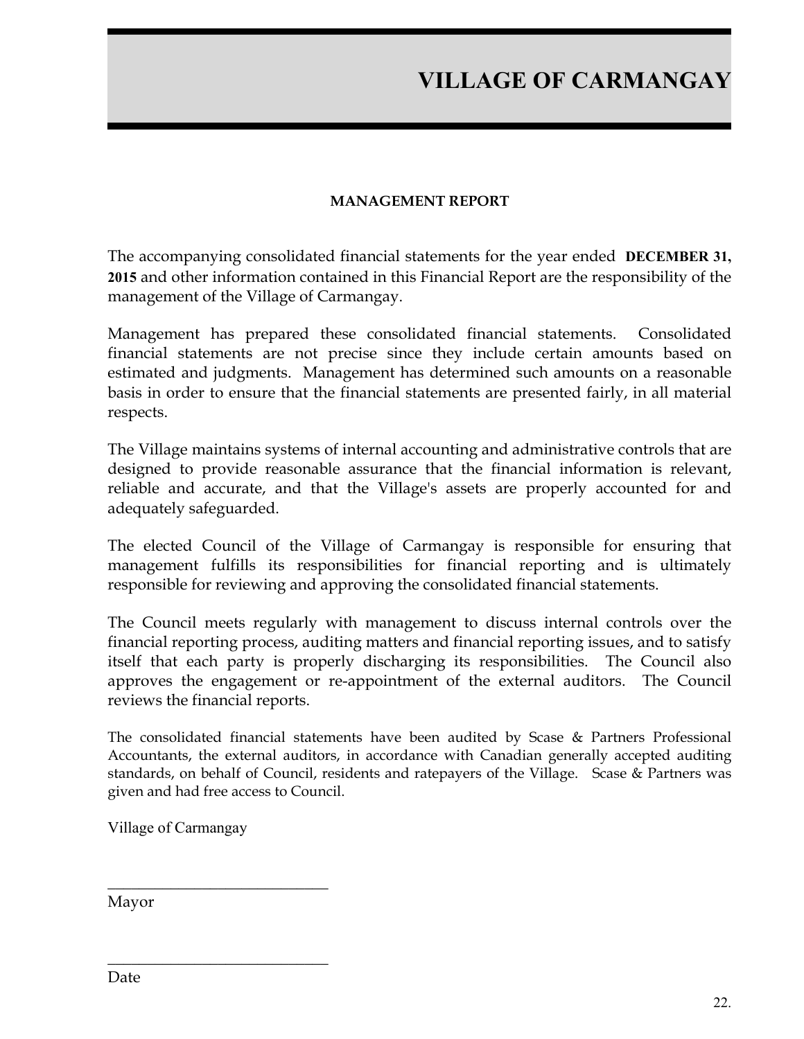# VILLAGE OF CARMANGAY

## MANAGEMENT REPORT

The accompanying consolidated financial statements for the year ended **DECEMBER 31, 2015** and other information contained in this Financial Report are the responsibility of the management of the Village of Carmangay.

Management has prepared these consolidated financial statements. Consolidated financial statements are not precise since they include certain amounts based on estimated and judgments. Management has determined such amounts on a reasonable basis in order to ensure that the financial statements are presented fairly, in all material respects.

The Village maintains systems of internal accounting and administrative controls that are designed to provide reasonable assurance that the financial information is relevant, reliable and accurate, and that the Village's assets are properly accounted for and adequately safeguarded.

The elected Council of the Village of Carmangay is responsible for ensuring that management fulfills its responsibilities for financial reporting and is ultimately responsible for reviewing and approving the consolidated financial statements.

The Council meets regularly with management to discuss internal controls over the financial reporting process, auditing matters and financial reporting issues, and to satisfy itself that each party is properly discharging its responsibilities. The Council also approves the engagement or re-appointment of the external auditors. The Council reviews the financial reports.

The consolidated financial statements have been audited by Scase & Partners Professional Accountants, the external auditors, in accordance with Canadian generally accepted auditing standards, on behalf of Council, residents and ratepayers of the Village. Scase & Partners was given and had free access to Council.

Village of Carmangay

____________________________
Mayor

____________________________
Date